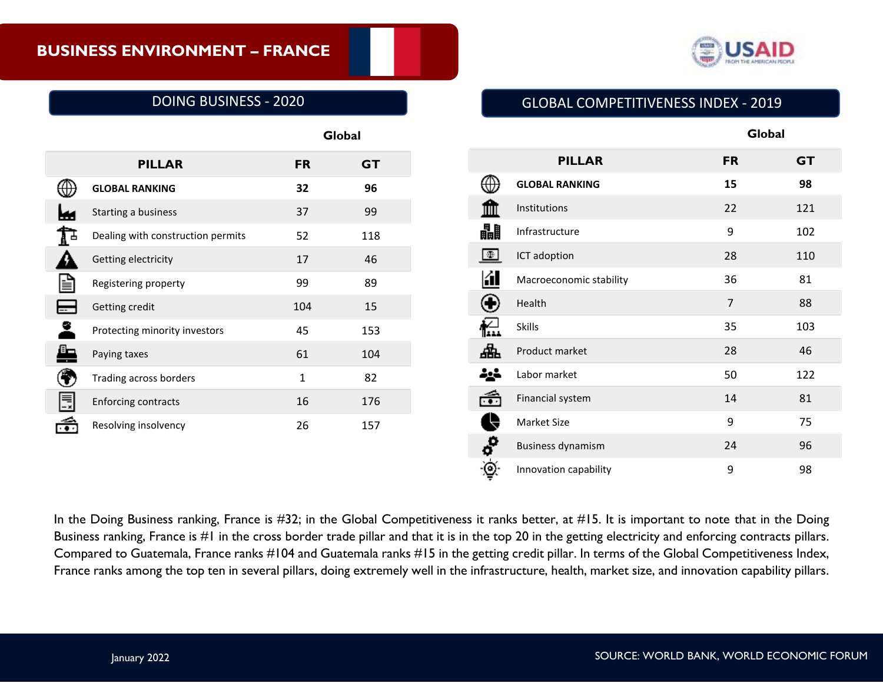# BUSINESS ENVIRONMENT – FRANCE

## DOING BUSINESS - 2020

| PILLAR | FR (Global) | GT (Global) |
|---|---|---|
| **GLOBAL RANKING** | **32** | **96** |
| Starting a business | 37 | 99 |
| Dealing with construction permits | 52 | 118 |
| Getting electricity | 17 | 46 |
| Registering property | 99 | 89 |
| Getting credit | 104 | 15 |
| Protecting minority investors | 45 | 153 |
| Paying taxes | 61 | 104 |
| Trading across borders | 1 | 82 |
| Enforcing contracts | 16 | 176 |
| Resolving insolvency | 26 | 157 |

## GLOBAL COMPETITIVENESS INDEX - 2019

| PILLAR | FR (Global) | GT (Global) |
|---|---|---|
| **GLOBAL RANKING** | **15** | **98** |
| Institutions | 22 | 121 |
| Infrastructure | 9 | 102 |
| ICT adoption | 28 | 110 |
| Macroeconomic stability | 36 | 81 |
| Health | 7 | 88 |
| Skills | 35 | 103 |
| Product market | 28 | 46 |
| Labor market | 50 | 122 |
| Financial system | 14 | 81 |
| Market Size | 9 | 75 |
| Business dynamism | 24 | 96 |
| Innovation capability | 9 | 98 |

In the Doing Business ranking, France is #32; in the Global Competitiveness it ranks better, at #15. It is important to note that in the Doing Business ranking, France is #1 in the cross border trade pillar and that it is in the top 20 in the getting electricity and enforcing contracts pillars. Compared to Guatemala, France ranks #104 and Guatemala ranks #15 in the getting credit pillar. In terms of the Global Competitiveness Index, France ranks among the top ten in several pillars, doing extremely well in the infrastructure, health, market size, and innovation capability pillars.

January 2022

SOURCE: WORLD BANK, WORLD ECONOMIC FORUM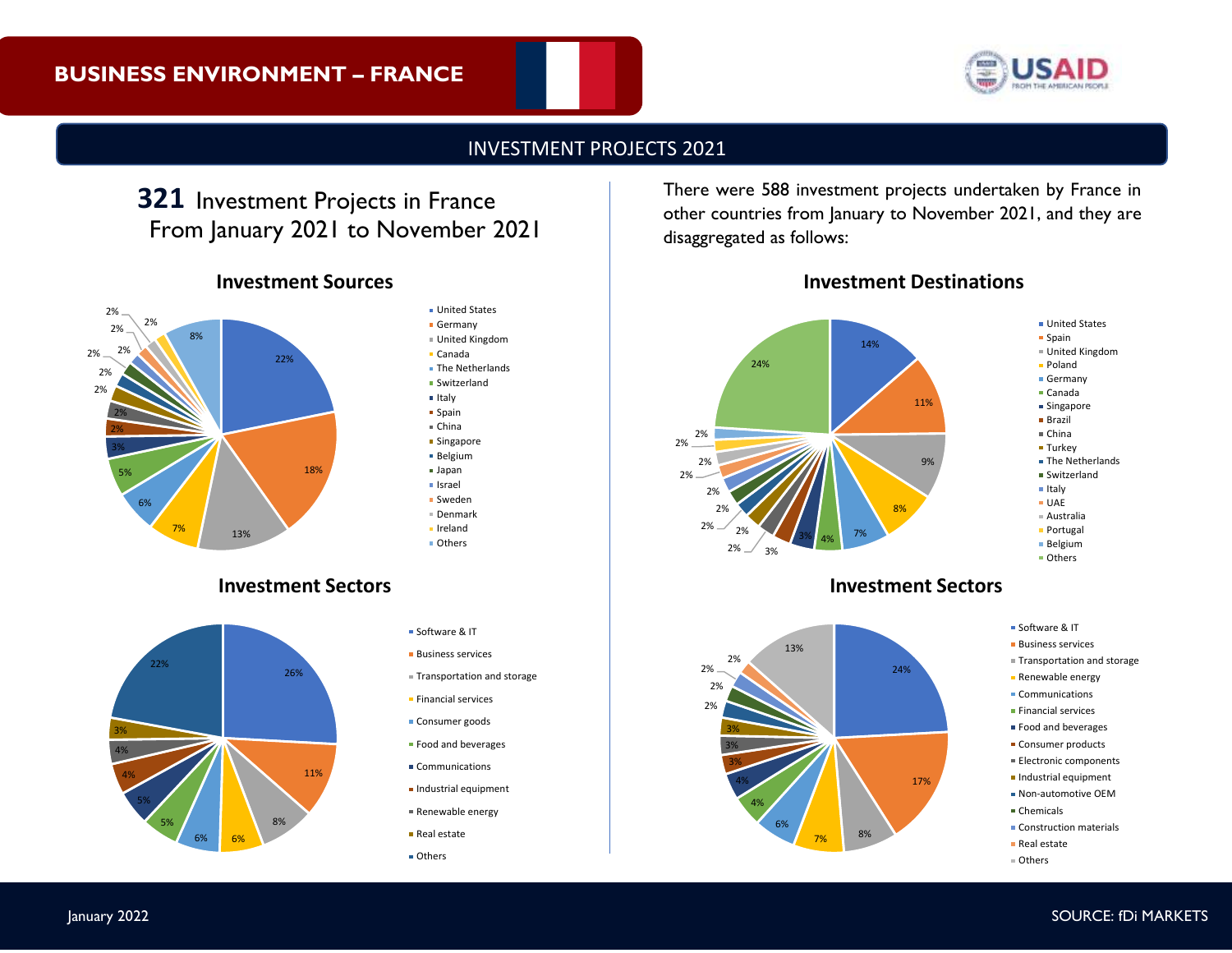# BUSINESS ENVIRONMENT – FRANCE

## INVESTMENT PROJECTS 2021

**321** Investment Projects in France From January 2021 to November 2021

### Investment Sources

| Source | Share |
| --- | --- |
| United States | 22% |
| Germany | 18% |
| United Kingdom | 13% |
| Canada | 7% |
| The Netherlands | 6% |
| Switzerland | 5% |
| Italy | 3% |
| Spain | 2% |
| China | 2% |
| Singapore | 2% |
| Belgium | 2% |
| Japan | 2% |
| Israel | 2% |
| Sweden | 2% |
| Denmark | 2% |
| Ireland | 2% |
| Others | 8% |

### Investment Sectors

| Sector | Share |
| --- | --- |
| Software & IT | 26% |
| Business services | 11% |
| Transportation and storage | 8% |
| Financial services | 6% |
| Consumer goods | 6% |
| Food and beverages | 5% |
| Communications | 5% |
| Industrial equipment | 4% |
| Renewable energy | 4% |
| Real estate | 3% |
| Others | 22% |

There were 588 investment projects undertaken by France in other countries from January to November 2021, and they are disaggregated as follows:

### Investment Destinations

| Destination | Share |
| --- | --- |
| United States | 14% |
| Spain | 11% |
| United Kingdom | 9% |
| Poland | 8% |
| Germany | 7% |
| Canada | 4% |
| Singapore | 3% |
| Brazil | 3% |
| China | 2% |
| Turkey | 2% |
| The Netherlands | 2% |
| Switzerland | 2% |
| Italy | 2% |
| UAE | 2% |
| Australia | 2% |
| Portugal | 2% |
| Belgium | 2% |
| Others | 24% |

### Investment Sectors

| Sector | Share |
| --- | --- |
| Software & IT | 24% |
| Business services | 17% |
| Transportation and storage | 8% |
| Renewable energy | 7% |
| Communications | 6% |
| Financial services | 4% |
| Food and beverages | 4% |
| Consumer products | 3% |
| Electronic components | 3% |
| Industrial equipment | 3% |
| Non-automotive OEM | 2% |
| Chemicals | 2% |
| Construction materials | 2% |
| Real estate | 2% |
| Others | 13% |

January 2022

SOURCE: fDi MARKETS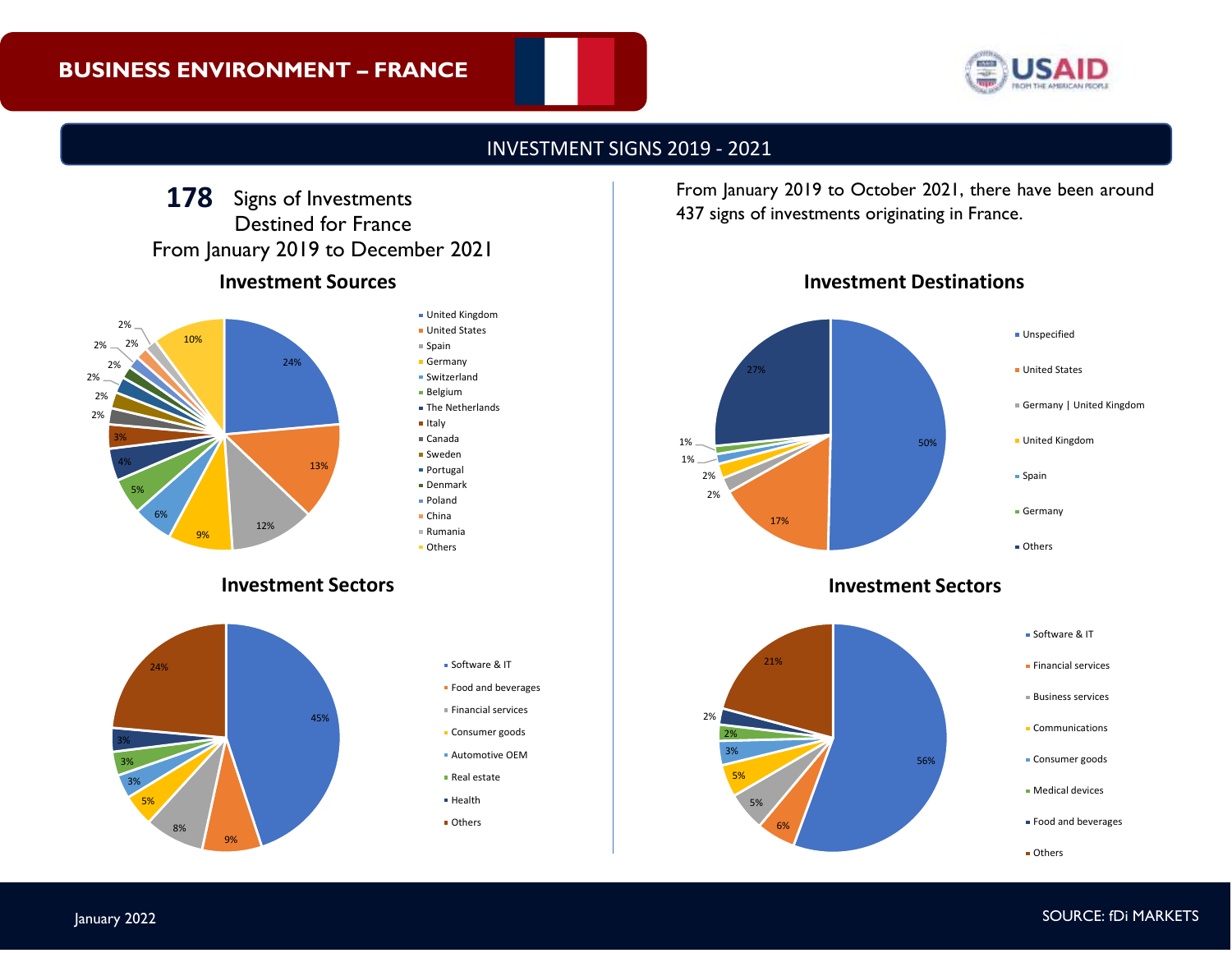# BUSINESS ENVIRONMENT – FRANCE

## INVESTMENT SIGNS 2019 - 2021

**178** Signs of Investments Destined for France From January 2019 to December 2021

### Investment Sources

| Source | Share |
| --- | --- |
| United Kingdom | 24% |
| United States | 13% |
| Spain | 12% |
| Germany | 9% |
| Switzerland | 6% |
| Belgium | 5% |
| The Netherlands | 4% |
| Italy | 3% |
| Canada | 2% |
| Sweden | 2% |
| Portugal | 2% |
| Denmark | 2% |
| Poland | 2% |
| China | 2% |
| Rumania | 2% |
| Others | 10% |

### Investment Sectors

| Sector | Share |
| --- | --- |
| Software & IT | 45% |
| Food and beverages | 9% |
| Financial services | 8% |
| Consumer goods | 5% |
| Automotive OEM | 3% |
| Real estate | 3% |
| Health | 3% |
| Others | 24% |

From January 2019 to October 2021, there have been around 437 signs of investments originating in France.

### Investment Destinations

| Destination | Share |
| --- | --- |
| Unspecified | 50% |
| United States | 17% |
| Germany \| United Kingdom | 2% |
| United Kingdom | 2% |
| Spain | 1% |
| Germany | 1% |
| Others | 27% |

### Investment Sectors

| Sector | Share |
| --- | --- |
| Software & IT | 56% |
| Financial services | 6% |
| Business services | 5% |
| Communications | 5% |
| Consumer goods | 3% |
| Medical devices | 2% |
| Food and beverages | 2% |
| Others | 21% |

January 2022

SOURCE: fDi MARKETS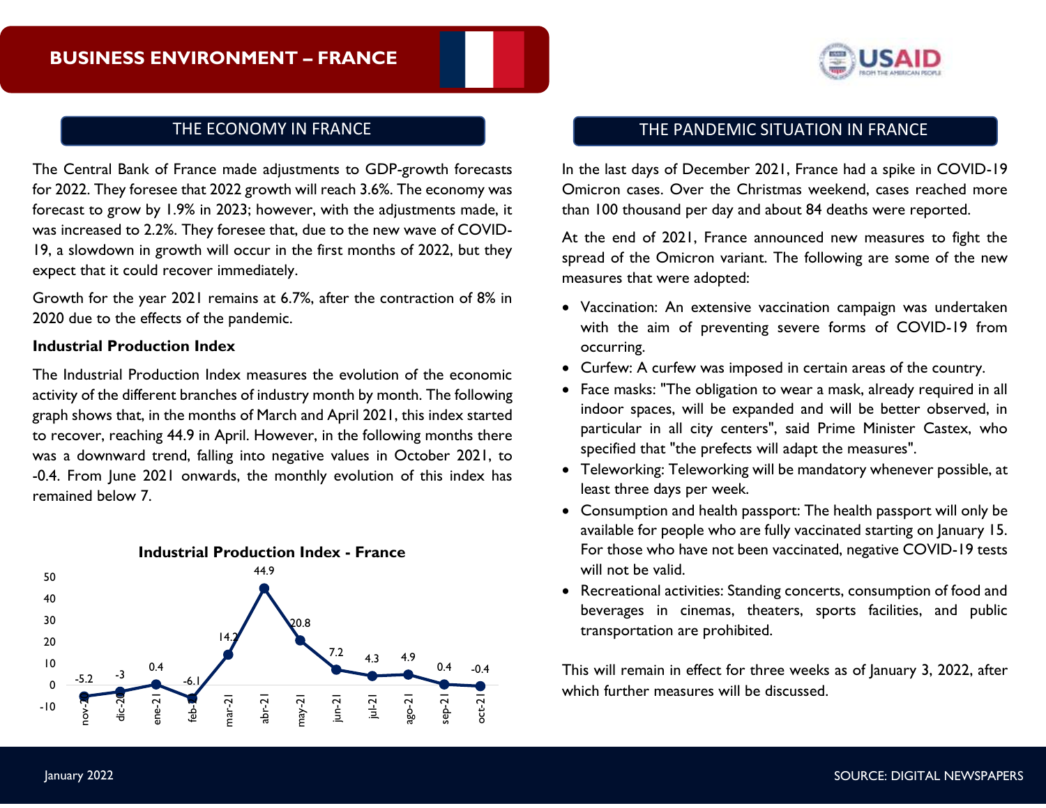# BUSINESS ENVIRONMENT – FRANCE

## THE ECONOMY IN FRANCE

The Central Bank of France made adjustments to GDP-growth forecasts for 2022. They foresee that 2022 growth will reach 3.6%. The economy was forecast to grow by 1.9% in 2023; however, with the adjustments made, it was increased to 2.2%. They foresee that, due to the new wave of COVID-19, a slowdown in growth will occur in the first months of 2022, but they expect that it could recover immediately.

Growth for the year 2021 remains at 6.7%, after the contraction of 8% in 2020 due to the effects of the pandemic.

**Industrial Production Index**

The Industrial Production Index measures the evolution of the economic activity of the different branches of industry month by month. The following graph shows that, in the months of March and April 2021, this index started to recover, reaching 44.9 in April. However, in the following months there was a downward trend, falling into negative values in October 2021, to -0.4. From June 2021 onwards, the monthly evolution of this index has remained below 7.

**Industrial Production Index - France**

| Month | Value |
|---|---|
| nov-20 | -5.2 |
| dic-20 | -3 |
| ene-21 | 0.4 |
| feb-21 | -6.1 |
| mar-21 | 14.2 |
| abr-21 | 44.9 |
| may-21 | 20.8 |
| jun-21 | 7.2 |
| jul-21 | 4.3 |
| ago-21 | 4.9 |
| sep-21 | 0.4 |
| oct-21 | -0.4 |

## THE PANDEMIC SITUATION IN FRANCE

In the last days of December 2021, France had a spike in COVID-19 Omicron cases. Over the Christmas weekend, cases reached more than 100 thousand per day and about 84 deaths were reported.

At the end of 2021, France announced new measures to fight the spread of the Omicron variant. The following are some of the new measures that were adopted:

- Vaccination: An extensive vaccination campaign was undertaken with the aim of preventing severe forms of COVID-19 from occurring.
- Curfew: A curfew was imposed in certain areas of the country.
- Face masks: "The obligation to wear a mask, already required in all indoor spaces, will be expanded and will be better observed, in particular in all city centers", said Prime Minister Castex, who specified that "the prefects will adapt the measures".
- Teleworking: Teleworking will be mandatory whenever possible, at least three days per week.
- Consumption and health passport: The health passport will only be available for people who are fully vaccinated starting on January 15. For those who have not been vaccinated, negative COVID-19 tests will not be valid.
- Recreational activities: Standing concerts, consumption of food and beverages in cinemas, theaters, sports facilities, and public transportation are prohibited.

This will remain in effect for three weeks as of January 3, 2022, after which further measures will be discussed.

January 2022

SOURCE: DIGITAL NEWSPAPERS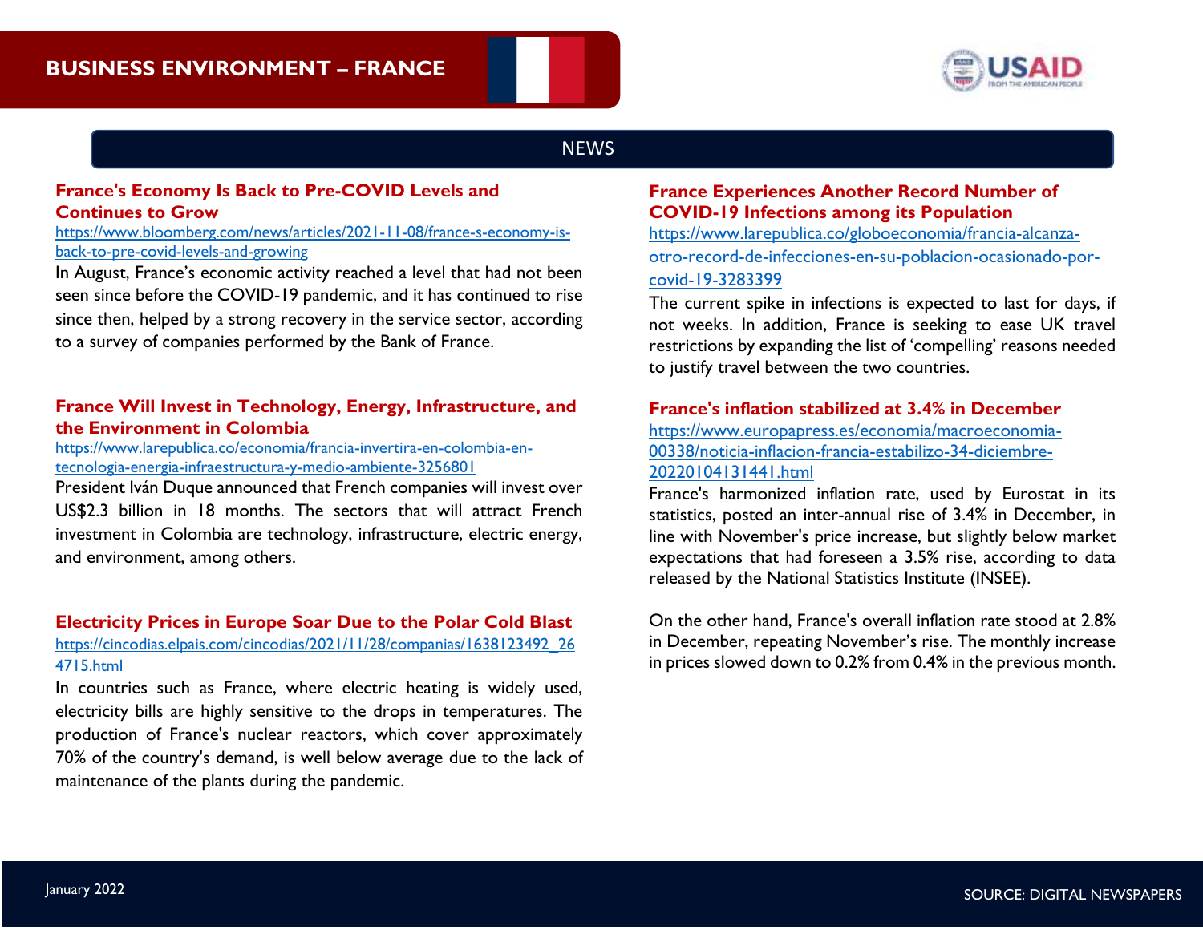# BUSINESS ENVIRONMENT – FRANCE

## NEWS

### France's Economy Is Back to Pre-COVID Levels and Continues to Grow

https://www.bloomberg.com/news/articles/2021-11-08/france-s-economy-is-back-to-pre-covid-levels-and-growing

In August, France's economic activity reached a level that had not been seen since before the COVID-19 pandemic, and it has continued to rise since then, helped by a strong recovery in the service sector, according to a survey of companies performed by the Bank of France.

### France Will Invest in Technology, Energy, Infrastructure, and the Environment in Colombia

https://www.larepublica.co/economia/francia-invertira-en-colombia-en-tecnologia-energia-infraestructura-y-medio-ambiente-3256801

President Iván Duque announced that French companies will invest over US$2.3 billion in 18 months. The sectors that will attract French investment in Colombia are technology, infrastructure, electric energy, and environment, among others.

### Electricity Prices in Europe Soar Due to the Polar Cold Blast

https://cincodias.elpais.com/cincodias/2021/11/28/companias/1638123492_264715.html

In countries such as France, where electric heating is widely used, electricity bills are highly sensitive to the drops in temperatures. The production of France's nuclear reactors, which cover approximately 70% of the country's demand, is well below average due to the lack of maintenance of the plants during the pandemic.

### France Experiences Another Record Number of COVID-19 Infections among its Population

https://www.larepublica.co/globoeconomia/francia-alcanza-otro-record-de-infecciones-en-su-poblacion-ocasionado-por-covid-19-3283399

The current spike in infections is expected to last for days, if not weeks. In addition, France is seeking to ease UK travel restrictions by expanding the list of 'compelling' reasons needed to justify travel between the two countries.

### France's inflation stabilized at 3.4% in December

https://www.europapress.es/economia/macroeconomia-00338/noticia-inflacion-francia-estabilizo-34-diciembre-20220104131441.html

France's harmonized inflation rate, used by Eurostat in its statistics, posted an inter-annual rise of 3.4% in December, in line with November's price increase, but slightly below market expectations that had foreseen a 3.5% rise, according to data released by the National Statistics Institute (INSEE).

On the other hand, France's overall inflation rate stood at 2.8% in December, repeating November's rise. The monthly increase in prices slowed down to 0.2% from 0.4% in the previous month.

January 2022

SOURCE: DIGITAL NEWSPAPERS